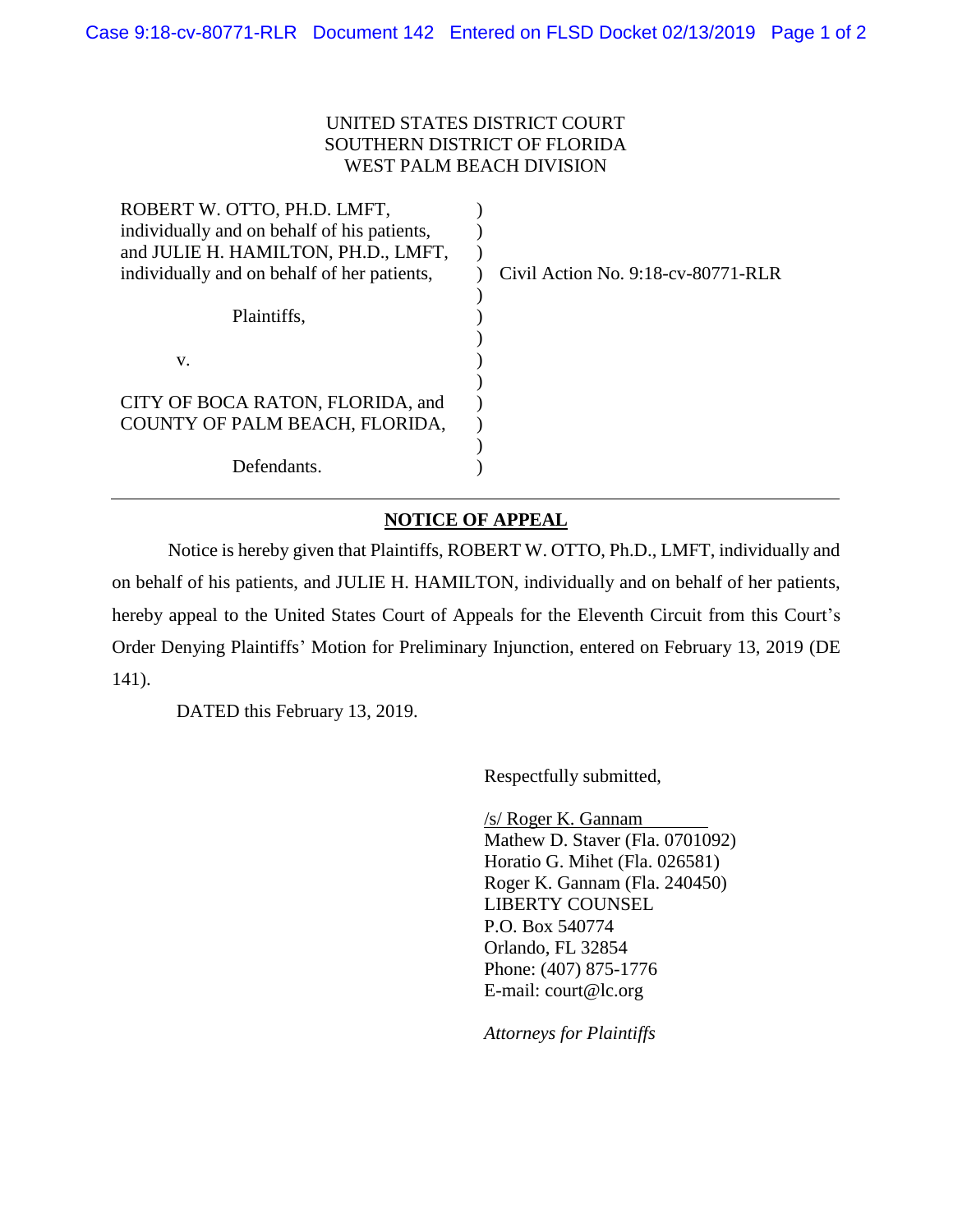UNITED STATES DISTRICT COURT
SOUTHERN DISTRICT OF FLORIDA
WEST PALM BEACH DIVISION

ROBERT W. OTTO, PH.D. LMFT, individually and on behalf of his patients, and JULIE H. HAMILTON, PH.D., LMFT, individually and on behalf of her patients,

Plaintiffs,

v.

CITY OF BOCA RATON, FLORIDA, and COUNTY OF PALM BEACH, FLORIDA,

Defendants.

Civil Action No. 9:18-cv-80771-RLR

## NOTICE OF APPEAL

Notice is hereby given that Plaintiffs, ROBERT W. OTTO, Ph.D., LMFT, individually and on behalf of his patients, and JULIE H. HAMILTON, individually and on behalf of her patients, hereby appeal to the United States Court of Appeals for the Eleventh Circuit from this Court's Order Denying Plaintiffs' Motion for Preliminary Injunction, entered on February 13, 2019 (DE 141).

DATED this February 13, 2019.

Respectfully submitted,

/s/ Roger K. Gannam
Mathew D. Staver (Fla. 0701092)
Horatio G. Mihet (Fla. 026581)
Roger K. Gannam (Fla. 240450)
LIBERTY COUNSEL
P.O. Box 540774
Orlando, FL 32854
Phone: (407) 875-1776
E-mail: court@lc.org

*Attorneys for Plaintiffs*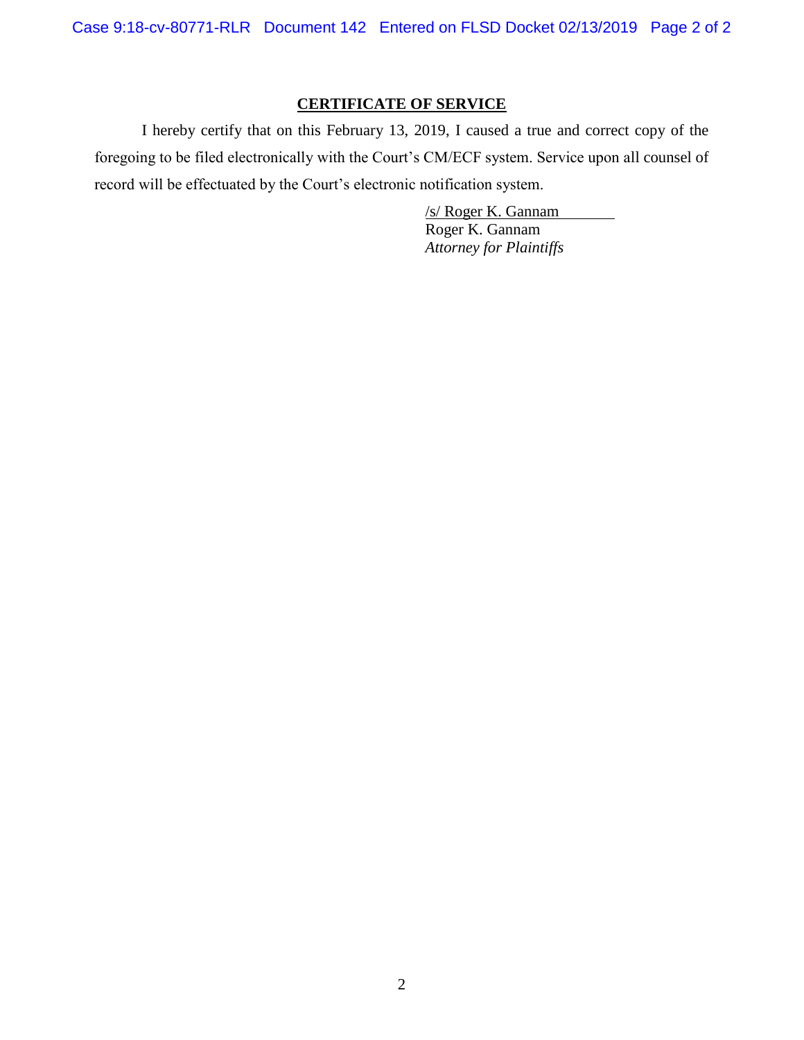## CERTIFICATE OF SERVICE

I hereby certify that on this February 13, 2019, I caused a true and correct copy of the foregoing to be filed electronically with the Court's CM/ECF system. Service upon all counsel of record will be effectuated by the Court's electronic notification system.

/s/ Roger K. Gannam
Roger K. Gannam
*Attorney for Plaintiffs*